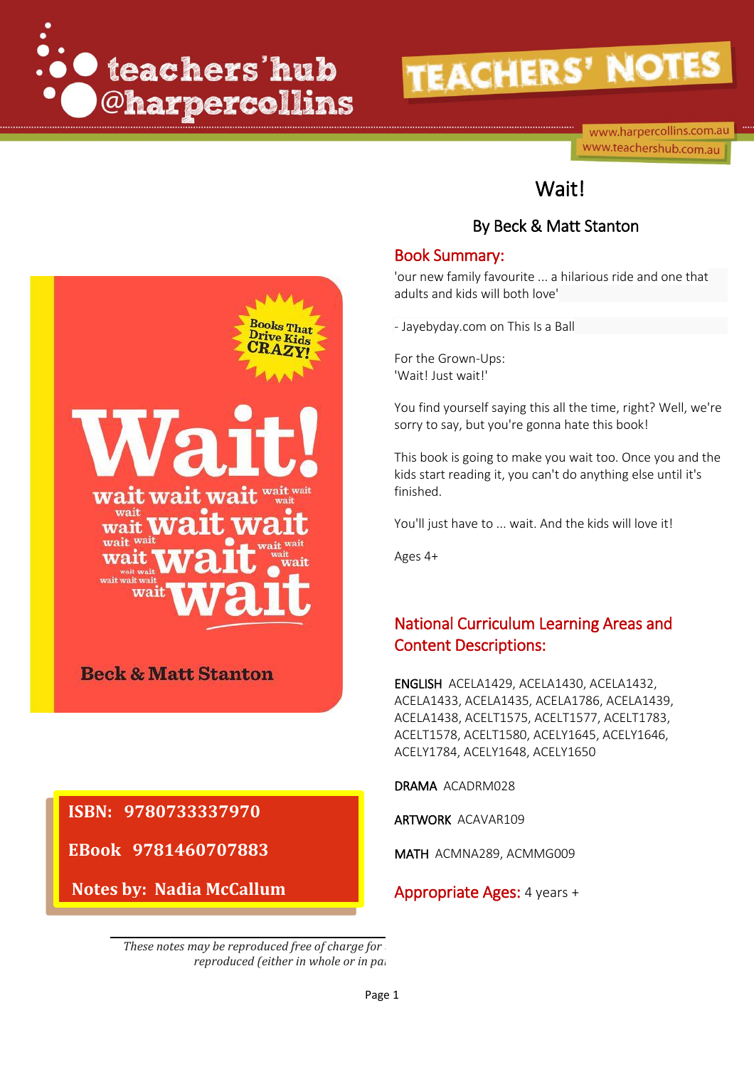teachers'hub @harpercollins

# TEACHERS' NOTES

www.harpercollins.com.au
www.teachershub.com.au

# Wait!

## By Beck & Matt Stanton

**ISBN: 9780733337970**

**EBook 9781460707883**

**Notes by: Nadia McCallum**

## Book Summary:

'our new family favourite ... a hilarious ride and one that adults and kids will both love'

- Jayebyday.com on This Is a Ball

For the Grown-Ups:
'Wait! Just wait!'

You find yourself saying this all the time, right? Well, we're sorry to say, but you're gonna hate this book!

This book is going to make you wait too. Once you and the kids start reading it, you can't do anything else until it's finished.

You'll just have to ... wait. And the kids will love it!

Ages 4+

## National Curriculum Learning Areas and Content Descriptions:

ENGLISH ACELA1429, ACELA1430, ACELA1432, ACELA1433, ACELA1435, ACELA1786, ACELA1439, ACELA1438, ACELT1575, ACELT1577, ACELT1783, ACELT1578, ACELT1580, ACELY1645, ACELY1646, ACELY1784, ACELY1648, ACELY1650

DRAMA ACADRM028

ARTWORK ACAVAR109

MATH ACMNA289, ACMMG009

**Appropriate Ages:** 4 years +

*These notes may be reproduced free of charge for ... reproduced (either in whole or in pa...*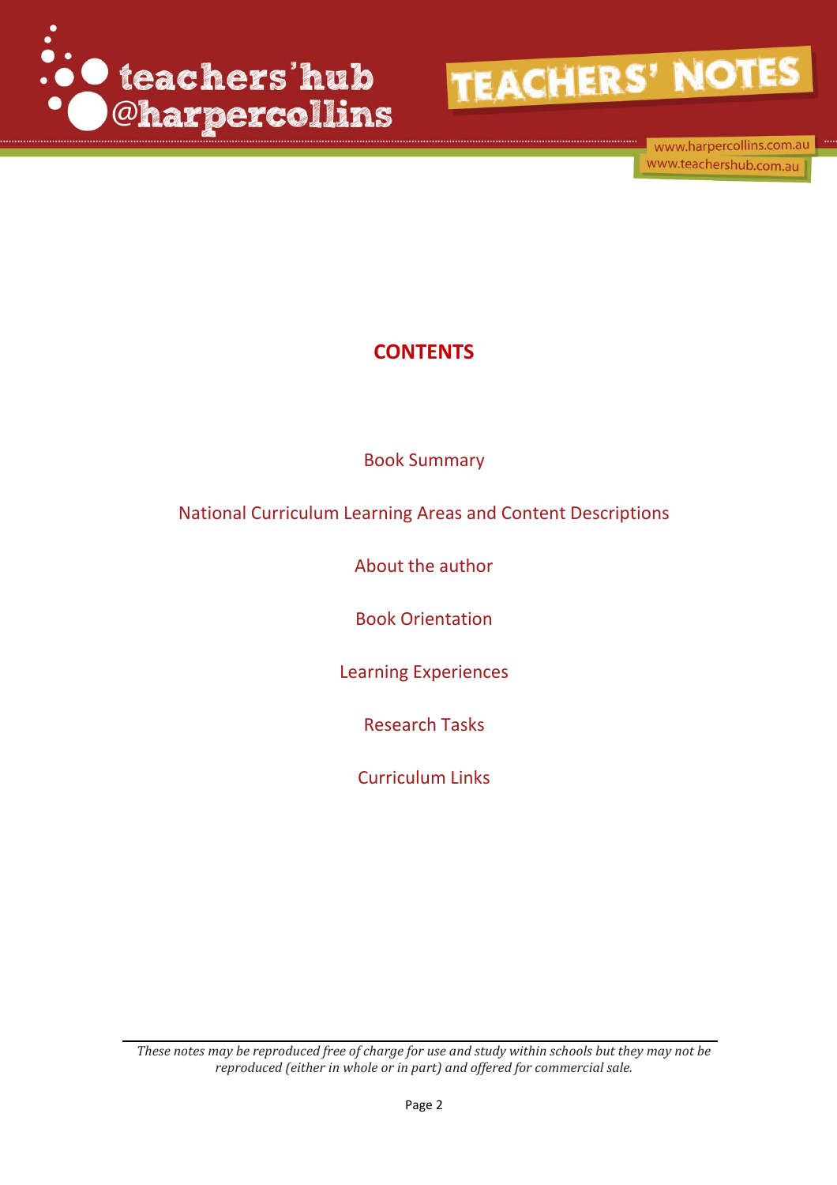## CONTENTS

Book Summary

National Curriculum Learning Areas and Content Descriptions

About the author

Book Orientation

Learning Experiences

Research Tasks

Curriculum Links

*These notes may be reproduced free of charge for use and study within schools but they may not be reproduced (either in whole or in part) and offered for commercial sale.*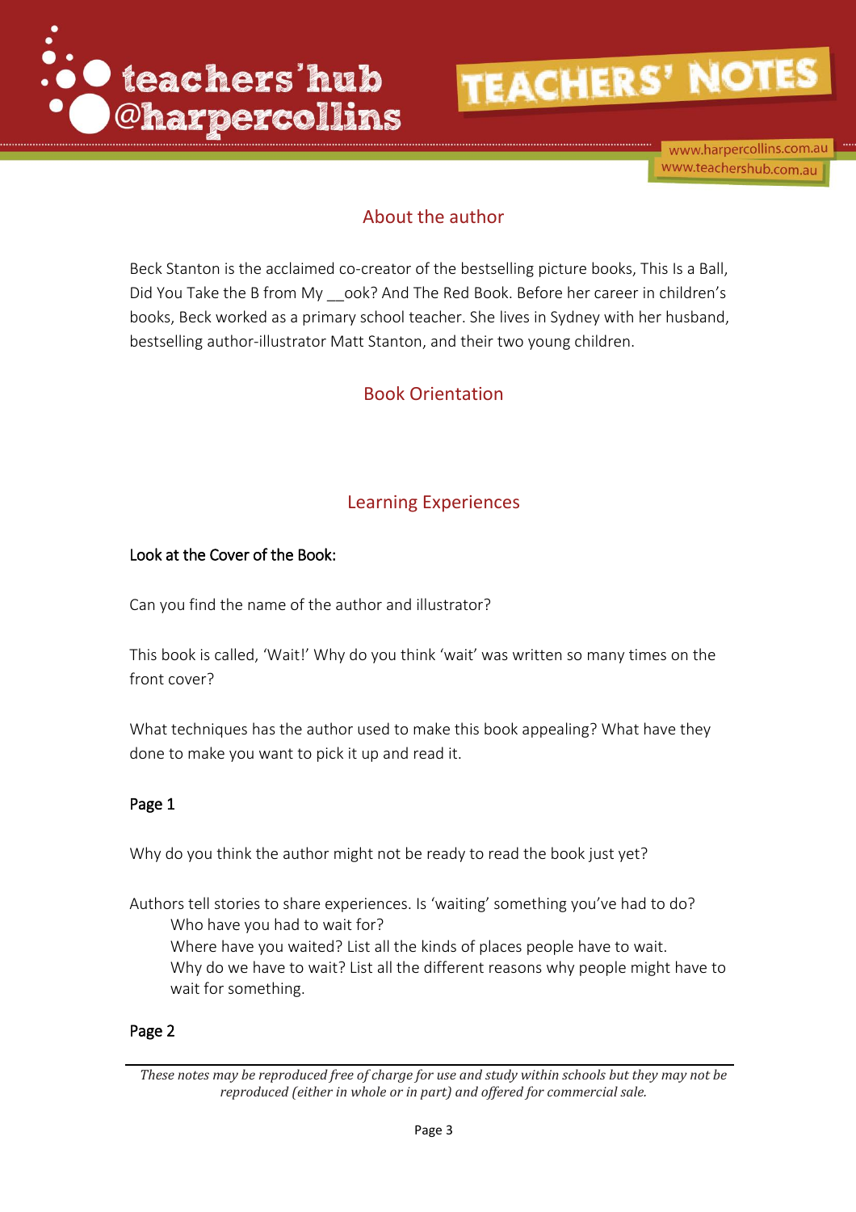## About the author

Beck Stanton is the acclaimed co-creator of the bestselling picture books, This Is a Ball, Did You Take the B from My __ook? And The Red Book. Before her career in children's books, Beck worked as a primary school teacher. She lives in Sydney with her husband, bestselling author-illustrator Matt Stanton, and their two young children.

## Book Orientation

## Learning Experiences

### Look at the Cover of the Book:

Can you find the name of the author and illustrator?

This book is called, 'Wait!' Why do you think 'wait' was written so many times on the front cover?

What techniques has the author used to make this book appealing? What have they done to make you want to pick it up and read it.

### Page 1

Why do you think the author might not be ready to read the book just yet?

Authors tell stories to share experiences. Is 'waiting' something you've had to do?

- Who have you had to wait for?
- Where have you waited? List all the kinds of places people have to wait.
- Why do we have to wait? List all the different reasons why people might have to wait for something.

### Page 2

*These notes may be reproduced free of charge for use and study within schools but they may not be reproduced (either in whole or in part) and offered for commercial sale.*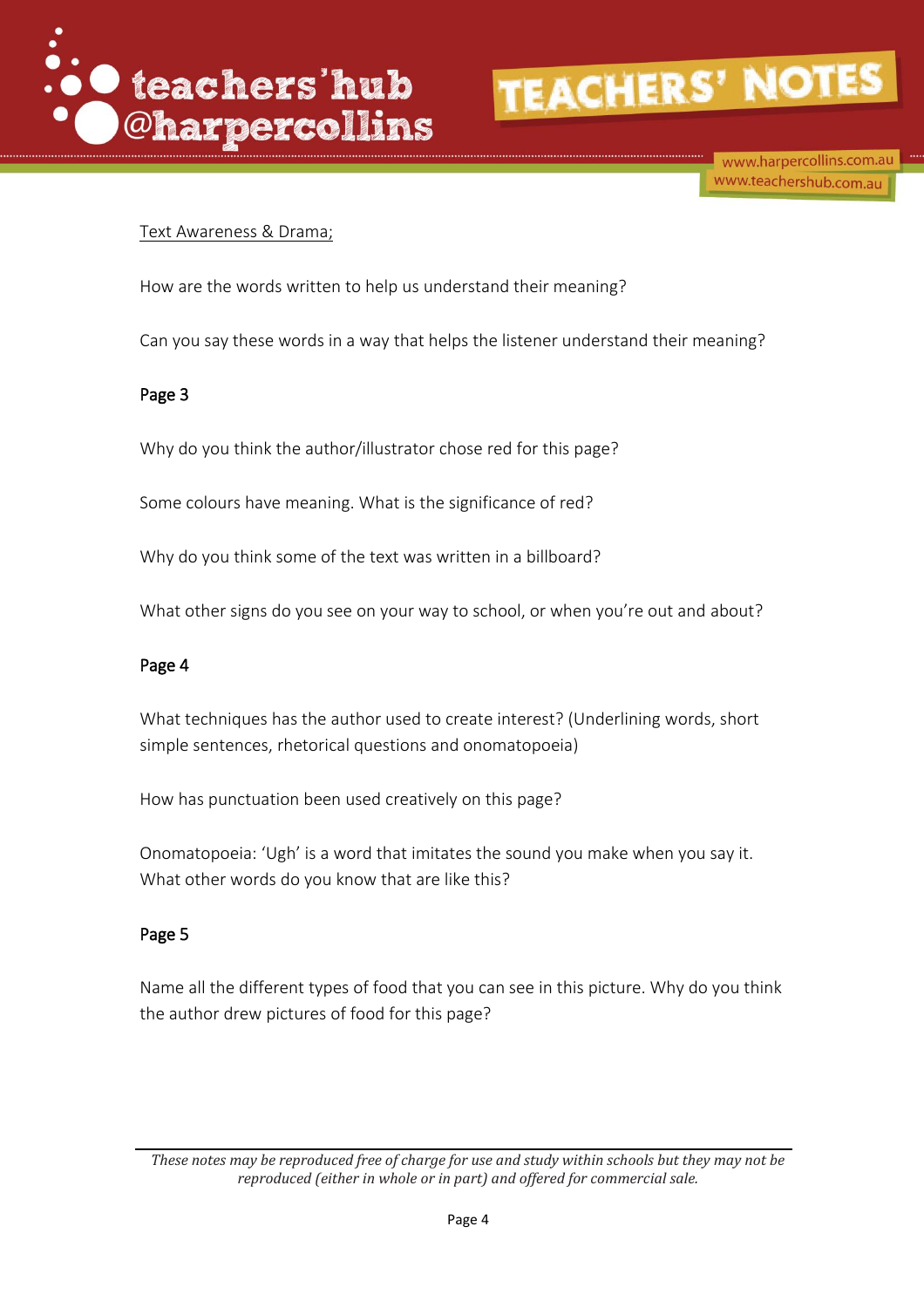Text Awareness & Drama;

How are the words written to help us understand their meaning?

Can you say these words in a way that helps the listener understand their meaning?

**Page 3**

Why do you think the author/illustrator chose red for this page?

Some colours have meaning. What is the significance of red?

Why do you think some of the text was written in a billboard?

What other signs do you see on your way to school, or when you're out and about?

**Page 4**

What techniques has the author used to create interest? (Underlining words, short simple sentences, rhetorical questions and onomatopoeia)

How has punctuation been used creatively on this page?

Onomatopoeia: 'Ugh' is a word that imitates the sound you make when you say it. What other words do you know that are like this?

**Page 5**

Name all the different types of food that you can see in this picture. Why do you think the author drew pictures of food for this page?

*These notes may be reproduced free of charge for use and study within schools but they may not be reproduced (either in whole or in part) and offered for commercial sale.*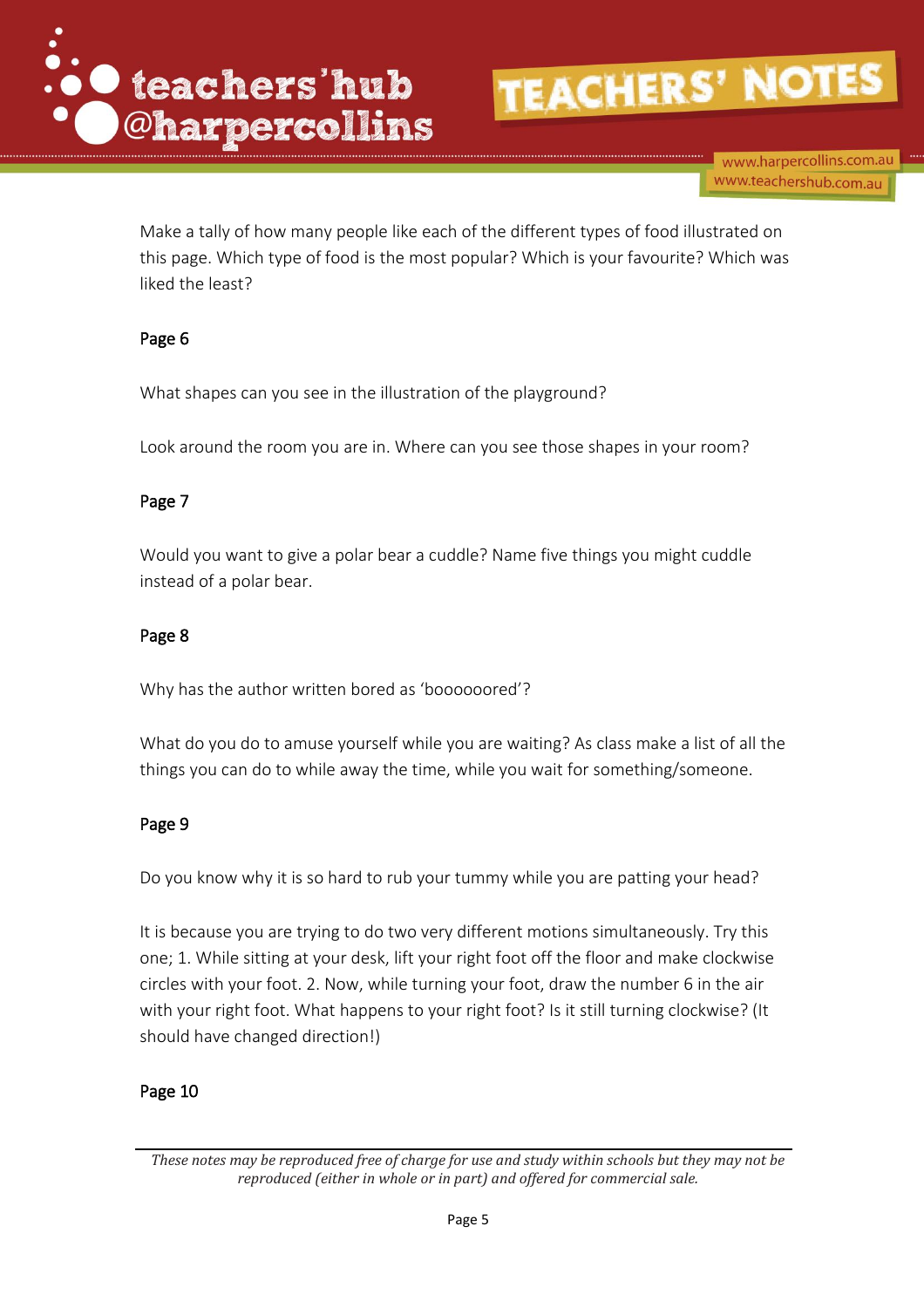Make a tally of how many people like each of the different types of food illustrated on this page. Which type of food is the most popular? Which is your favourite? Which was liked the least?

Page 6

What shapes can you see in the illustration of the playground?

Look around the room you are in. Where can you see those shapes in your room?

Page 7

Would you want to give a polar bear a cuddle? Name five things you might cuddle instead of a polar bear.

Page 8

Why has the author written bored as 'boooooored'?

What do you do to amuse yourself while you are waiting? As class make a list of all the things you can do to while away the time, while you wait for something/someone.

Page 9

Do you know why it is so hard to rub your tummy while you are patting your head?

It is because you are trying to do two very different motions simultaneously. Try this one; 1. While sitting at your desk, lift your right foot off the floor and make clockwise circles with your foot. 2. Now, while turning your foot, draw the number 6 in the air with your right foot. What happens to your right foot? Is it still turning clockwise? (It should have changed direction!)

Page 10

*These notes may be reproduced free of charge for use and study within schools but they may not be reproduced (either in whole or in part) and offered for commercial sale.*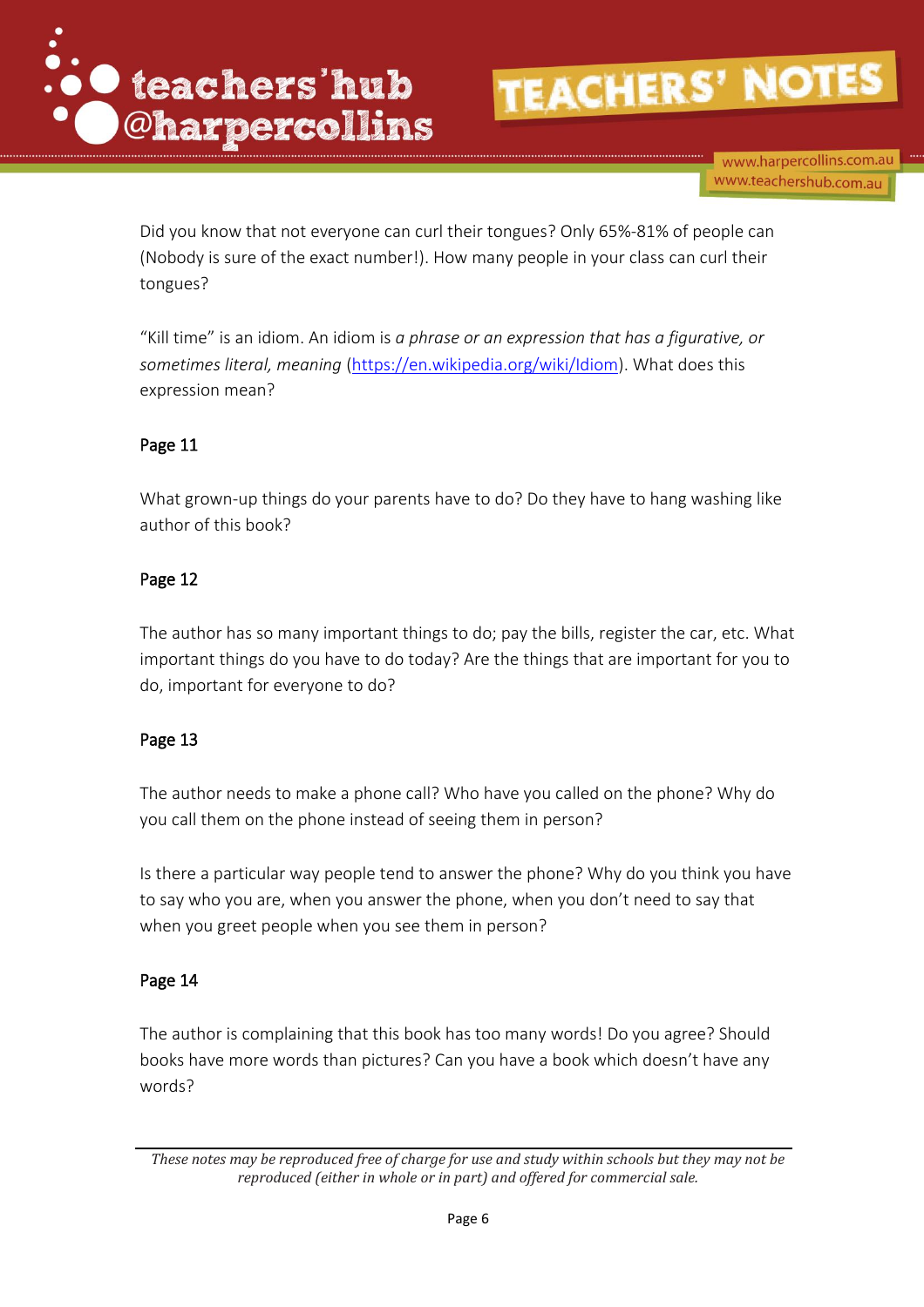Did you know that not everyone can curl their tongues? Only 65%-81% of people can (Nobody is sure of the exact number!). How many people in your class can curl their tongues?

"Kill time" is an idiom. An idiom is *a phrase or an expression that has a figurative, or sometimes literal, meaning* (https://en.wikipedia.org/wiki/Idiom). What does this expression mean?

**Page 11**

What grown-up things do your parents have to do? Do they have to hang washing like author of this book?

**Page 12**

The author has so many important things to do; pay the bills, register the car, etc. What important things do you have to do today? Are the things that are important for you to do, important for everyone to do?

**Page 13**

The author needs to make a phone call? Who have you called on the phone? Why do you call them on the phone instead of seeing them in person?

Is there a particular way people tend to answer the phone? Why do you think you have to say who you are, when you answer the phone, when you don't need to say that when you greet people when you see them in person?

**Page 14**

The author is complaining that this book has too many words! Do you agree? Should books have more words than pictures? Can you have a book which doesn't have any words?

*These notes may be reproduced free of charge for use and study within schools but they may not be reproduced (either in whole or in part) and offered for commercial sale.*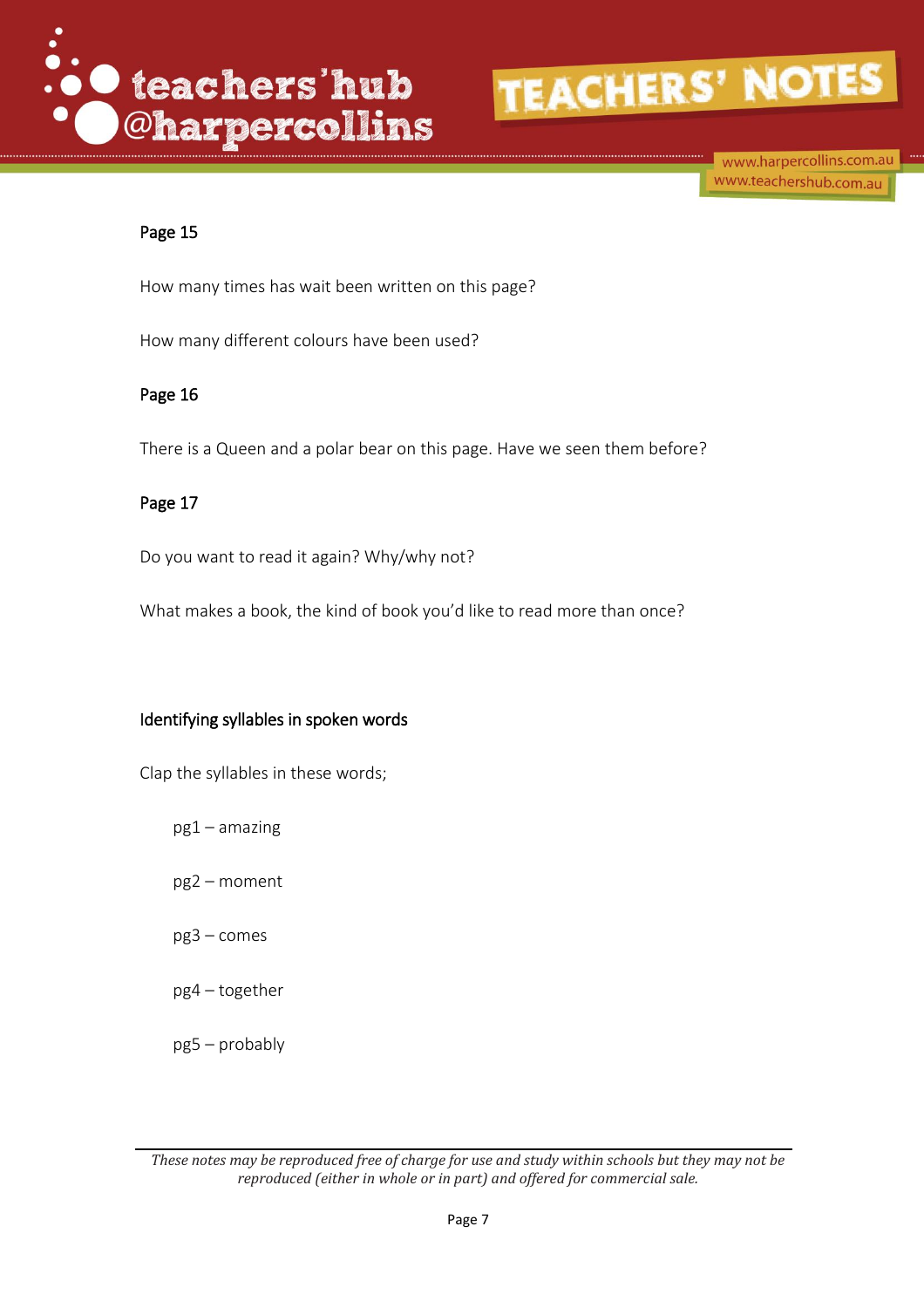### Page 15

How many times has wait been written on this page?

How many different colours have been used?

### Page 16

There is a Queen and a polar bear on this page. Have we seen them before?

### Page 17

Do you want to read it again? Why/why not?

What makes a book, the kind of book you'd like to read more than once?

### Identifying syllables in spoken words

Clap the syllables in these words;

- pg1 – amazing
- pg2 – moment
- pg3 – comes
- pg4 – together
- pg5 – probably

*These notes may be reproduced free of charge for use and study within schools but they may not be reproduced (either in whole or in part) and offered for commercial sale.*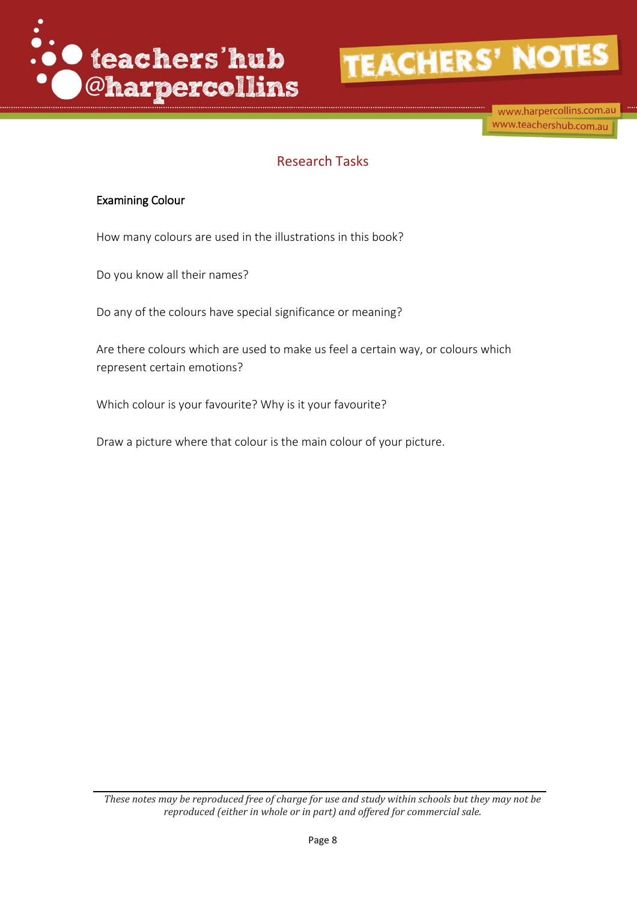## Research Tasks

### Examining Colour

How many colours are used in the illustrations in this book?

Do you know all their names?

Do any of the colours have special significance or meaning?

Are there colours which are used to make us feel a certain way, or colours which represent certain emotions?

Which colour is your favourite? Why is it your favourite?

Draw a picture where that colour is the main colour of your picture.

*These notes may be reproduced free of charge for use and study within schools but they may not be reproduced (either in whole or in part) and offered for commercial sale.*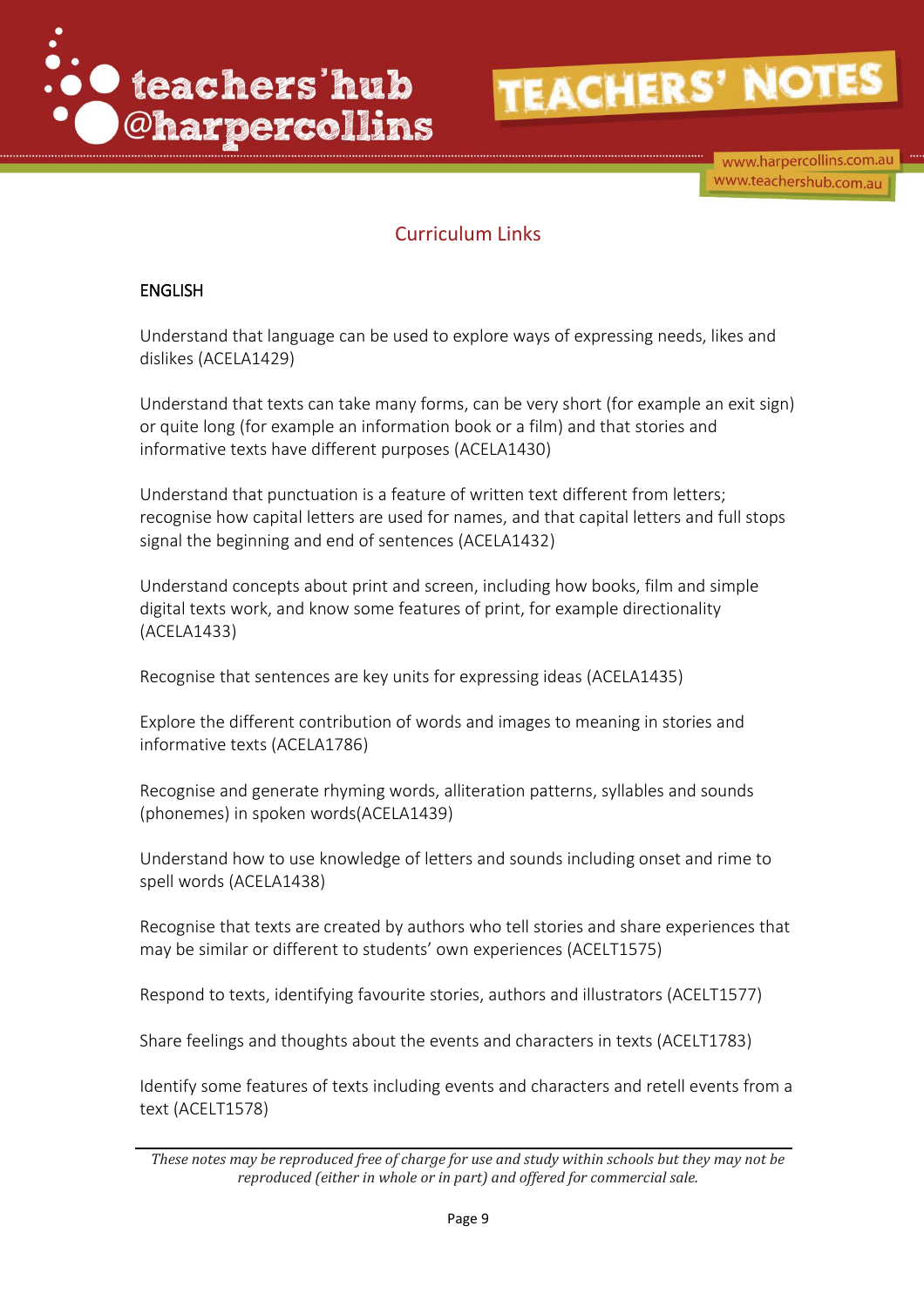## Curriculum Links

### ENGLISH

Understand that language can be used to explore ways of expressing needs, likes and dislikes (ACELA1429)

Understand that texts can take many forms, can be very short (for example an exit sign) or quite long (for example an information book or a film) and that stories and informative texts have different purposes (ACELA1430)

Understand that punctuation is a feature of written text different from letters; recognise how capital letters are used for names, and that capital letters and full stops signal the beginning and end of sentences (ACELA1432)

Understand concepts about print and screen, including how books, film and simple digital texts work, and know some features of print, for example directionality (ACELA1433)

Recognise that sentences are key units for expressing ideas (ACELA1435)

Explore the different contribution of words and images to meaning in stories and informative texts (ACELA1786)

Recognise and generate rhyming words, alliteration patterns, syllables and sounds (phonemes) in spoken words(ACELA1439)

Understand how to use knowledge of letters and sounds including onset and rime to spell words (ACELA1438)

Recognise that texts are created by authors who tell stories and share experiences that may be similar or different to students' own experiences (ACELT1575)

Respond to texts, identifying favourite stories, authors and illustrators (ACELT1577)

Share feelings and thoughts about the events and characters in texts (ACELT1783)

Identify some features of texts including events and characters and retell events from a text (ACELT1578)

*These notes may be reproduced free of charge for use and study within schools but they may not be reproduced (either in whole or in part) and offered for commercial sale.*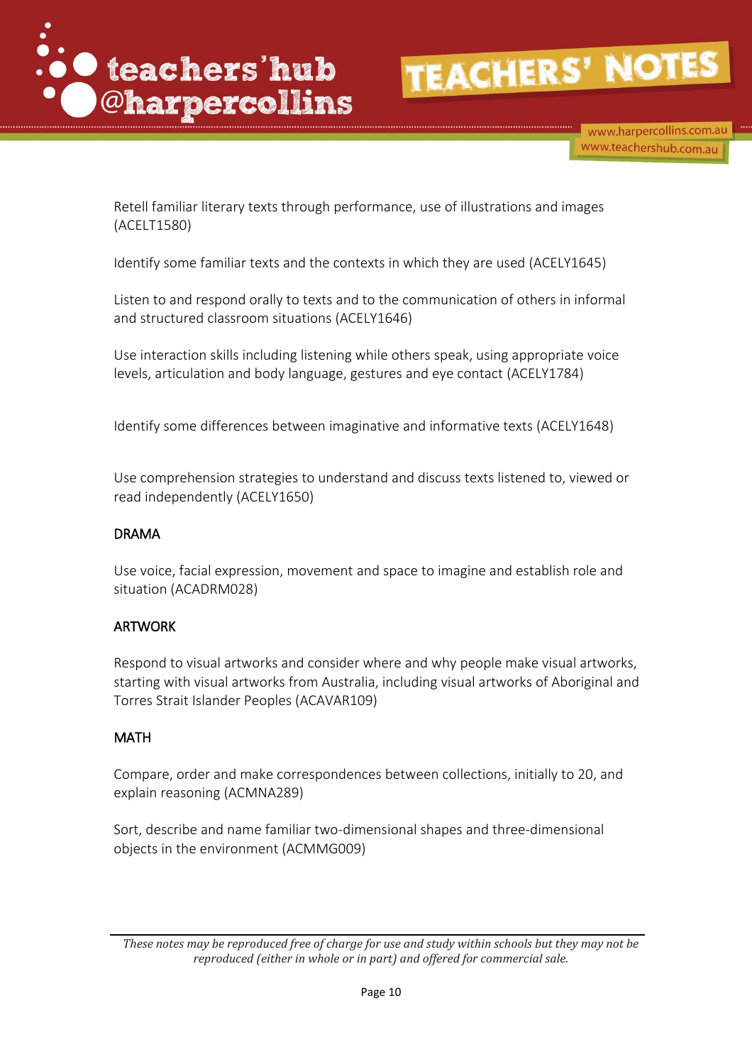Retell familiar literary texts through performance, use of illustrations and images (ACELT1580)

Identify some familiar texts and the contexts in which they are used (ACELY1645)

Listen to and respond orally to texts and to the communication of others in informal and structured classroom situations (ACELY1646)

Use interaction skills including listening while others speak, using appropriate voice levels, articulation and body language, gestures and eye contact (ACELY1784)

Identify some differences between imaginative and informative texts (ACELY1648)

Use comprehension strategies to understand and discuss texts listened to, viewed or read independently (ACELY1650)

DRAMA

Use voice, facial expression, movement and space to imagine and establish role and situation (ACADRM028)

ARTWORK

Respond to visual artworks and consider where and why people make visual artworks, starting with visual artworks from Australia, including visual artworks of Aboriginal and Torres Strait Islander Peoples (ACAVAR109)

MATH

Compare, order and make correspondences between collections, initially to 20, and explain reasoning (ACMNA289)

Sort, describe and name familiar two-dimensional shapes and three-dimensional objects in the environment (ACMMG009)

*These notes may be reproduced free of charge for use and study within schools but they may not be reproduced (either in whole or in part) and offered for commercial sale.*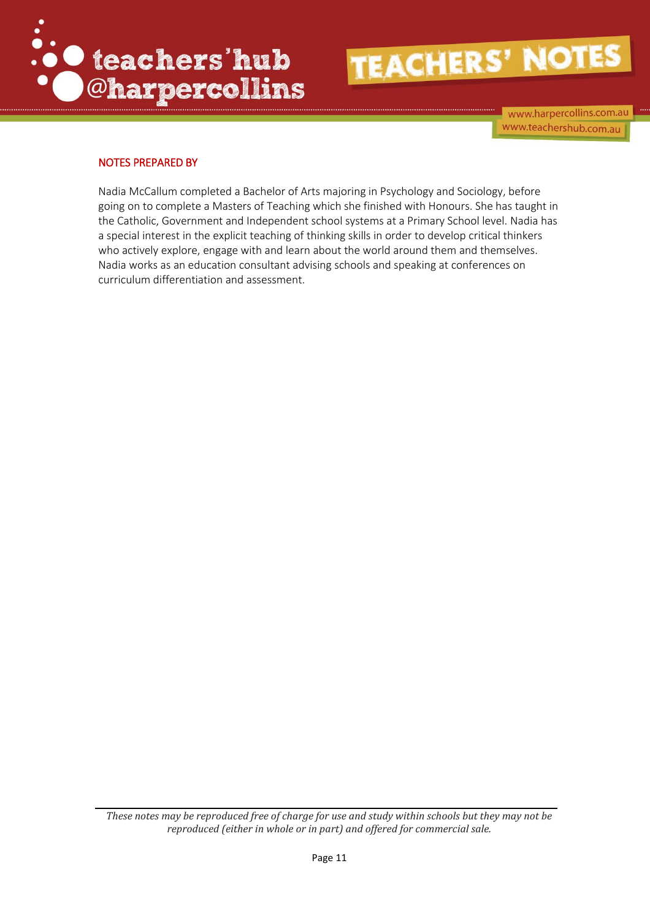## NOTES PREPARED BY

Nadia McCallum completed a Bachelor of Arts majoring in Psychology and Sociology, before going on to complete a Masters of Teaching which she finished with Honours. She has taught in the Catholic, Government and Independent school systems at a Primary School level. Nadia has a special interest in the explicit teaching of thinking skills in order to develop critical thinkers who actively explore, engage with and learn about the world around them and themselves. Nadia works as an education consultant advising schools and speaking at conferences on curriculum differentiation and assessment.